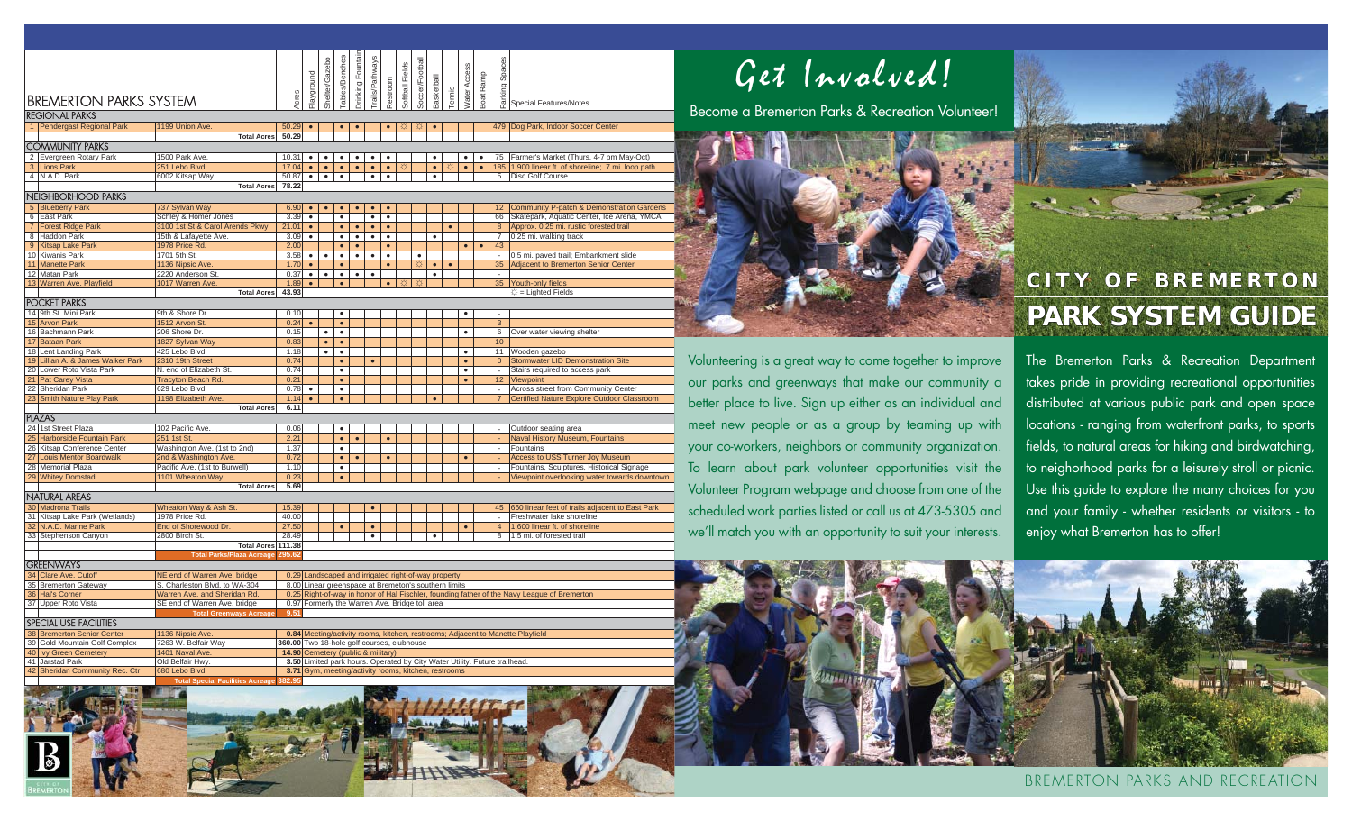# BREMERTON PARKS SYSTEM

| # | Park | Address | Acres | Playground | Shelter/Gazebo | Tables/Benches | Drinking Fountain | Trails/Pathways | Restroom | Softball Fields | Soccer/Football | Basketball | Tennis | Water Access | Boat Ramp | Parking Spaces | Special Features/Notes |
|---|---|---|---|---|---|---|---|---|---|---|---|---|---|---|---|---|---|
| **REGIONAL PARKS** | | | | | | | | | | | | | | | | | |
| 1 | Pendergast Regional Park | 1199 Union Ave. | 50.29 | • | | • | • | | • | ☼ | ☼ | • | | | | 479 | Dog Park, Indoor Soccer Center |
| | | **Total Acres** | **50.29** | | | | | | | | | | | | | | |
| **COMMUNITY PARKS** | | | | | | | | | | | | | | | | | |
| 2 | Evergreen Rotary Park | 1500 Park Ave. | 10.31 | • | • | • | • | • | • | | | • | | • | • | 75 | Farmer's Market (Thurs. 4-7 pm May-Oct) |
| 3 | Lions Park | 251 Lebo Blvd. | 17.04 | • | • | • | • | • | • | ☼ | | • | ☼ | • | • | 185 | 1,900 linear ft. of shoreline; .7 mi. loop path |
| 4 | N.A.D. Park | 6002 Kitsap Way | 50.87 | • | • | • | | • | • | | | • | | | | 5 | Disc Golf Course |
| | | **Total Acres** | **78.22** | | | | | | | | | | | | | | |
| **NEIGHBORHOOD PARKS** | | | | | | | | | | | | | | | | | |
| 5 | Blueberry Park | 737 Sylvan Way | 6.90 | • | • | • | • | • | • | | | | | | | 12 | Community P-patch & Demonstration Gardens |
| 6 | East Park | Schley & Homer Jones | 3.39 | • | | • | | • | • | | | | | | | 66 | Skatepark, Aquatic Center, Ice Arena, YMCA |
| 7 | Forest Ridge Park | 3100 1st St & Carol Arends Pkwy | 21.01 | • | | • | • | • | • | | | | • | | | 8 | Approx. 0.25 mi. rustic forested trail |
| 8 | Haddon Park | 15th & Lafayette Ave. | 3.09 | • | | • | • | • | • | | | • | | | | 7 | 0.25 mi. walking track |
| 9 | Kitsap Lake Park | 1978 Price Rd. | 2.00 | | | • | • | | • | | | | | • | • | 43 | |
| 10 | Kiwanis Park | 1701 5th St. | 3.58 | • | • | • | • | • | • | | • | | | | | - | 0.5 mi. paved trail; Embankment slide |
| 11 | Manette Park | 1136 Nipsic Ave. | 1.70 | • | | • | | | • | | ☼ | • | • | | | 35 | Adjacent to Bremerton Senior Center |
| 12 | Matan Park | 2220 Anderson St. | 0.37 | • | • | • | • | • | | | | • | | | | - | |
| 13 | Warren Ave. Playfield | 1017 Warren Ave. | 1.89 | • | | • | | | • | ☼ | ☼ | | | | | 35 | Youth-only fields |
| | | **Total Acres** | **43.93** | | | | | | | | | | | | | | ☼ = Lighted Fields |
| **POCKET PARKS** | | | | | | | | | | | | | | | | | |
| 14 | 9th St. Mini Park | 9th & Shore Dr. | 0.10 | | | • | | | | | | | | • | | - | |
| 15 | Arvon Park | 1512 Arvon St. | 0.24 | • | | • | | | | | | | | | | 3 | |
| 16 | Bachmann Park | 206 Shore Dr. | 0.15 | | • | • | | | | | | | | • | | 6 | Over water viewing shelter |
| 17 | Bataan Park | 1827 Sylvan Way | 0.83 | | • | • | | | | | | | | | | 10 | |
| 18 | Lent Landing Park | 425 Lebo Blvd. | 1.18 | | • | • | | | | | | | | • | | 11 | Wooden gazebo |
| 19 | Lillian A. & James Walker Park | 2310 19th Street | 0.74 | | | • | | • | | | | | | • | | 0 | Stormwater LID Demonstration Site |
| 20 | Lower Roto Vista Park | N. end of Elizabeth St. | 0.74 | | | • | | | | | | | | • | | - | Stairs required to access park |
| 21 | Pat Carey Vista | Tracyton Beach Rd. | 0.21 | | | • | | | | | | | | • | | 12 | Viewpoint |
| 22 | Sheridan Park | 629 Lebo Blvd | 0.78 | • | | • | | | | | | | | | | - | Across street from Community Center |
| 23 | Smith Nature Play Park | 1198 Elizabeth Ave. | 1.14 | • | | • | | | | | | • | | | | 7 | Certified Nature Explore Outdoor Classroom |
| | | **Total Acres** | **6.11** | | | | | | | | | | | | | | |
| **PLAZAS** | | | | | | | | | | | | | | | | | |
| 24 | 1st Street Plaza | 102 Pacific Ave. | 0.06 | | | • | | | | | | | | | | - | Outdoor seating area |
| 25 | Harborside Fountain Park | 251 1st St. | 2.21 | | | • | • | | • | | | | | | | - | Naval History Museum, Fountains |
| 26 | Kitsap Conference Center | Washington Ave. (1st to 2nd) | 1.37 | | | • | | | | | | | | | | - | Fountains |
| 27 | Louis Mentor Boardwalk | 2nd & Washington Ave. | 0.72 | | | • | • | | • | | | | | • | | - | Access to USS Turner Joy Museum |
| 28 | Memorial Plaza | Pacific Ave. (1st to Burwell) | 1.10 | | | • | | | | | | | | | | - | Fountains, Sculptures, Historical Signage |
| 29 | Whitey Domstad | 1101 Wheaton Way | 0.23 | | | • | | | | | | | | | | - | Viewpoint overlooking water towards downtown |
| | | **Total Acres** | **5.69** | | | | | | | | | | | | | | |
| **NATURAL AREAS** | | | | | | | | | | | | | | | | | |
| 30 | Madrona Trails | Wheaton Way & Ash St. | 15.39 | | | | | • | | | | | | | | 45 | 660 linear feet of trails adjacent to East Park |
| 31 | Kitsap Lake Park (Wetlands) | 1978 Price Rd. | 40.00 | | | | | | | | | | | | | - | Freshwater lake shoreline |
| 32 | N.A.D. Marine Park | End of Shorewood Dr. | 27.50 | | | • | | • | | | | | | • | | 4 | 1,600 linear ft. of shoreline |
| 33 | Stephenson Canyon | 2800 Birch St. | 28.49 | | | | | • | | | | • | | | | 8 | 1.5 mi. of forested trail |
| | | **Total Acres** | **111.38** | | | | | | | | | | | | | | |
| | | **Total Parks/Plaza Acreage** | **295.62** | | | | | | | | | | | | | | |

| # | GREENWAYS | Location | Acres | Notes |
|---|---|---|---|---|
| 34 | Clare Ave. Cutoff | NE end of Warren Ave. bridge | 0.29 | Landscaped and irrigated right-of-way property |
| 35 | Bremerton Gateway | S. Charleston Blvd. to WA-304 | 8.00 | Linear greenspace at Bremeton's southern limits |
| 36 | Hal's Corner | Warren Ave. and Sheridan Rd. | 0.25 | Right-of-way in honor of Hal Fischler, founding father of the Navy League of Bremerton |
| 37 | Upper Roto Vista | SE end of Warren Ave. bridge | 0.97 | Formerly the Warren Ave. Bridge toll area |
| | | **Total Greenways Acreage** | **9.51** | |

| # | SPECIAL USE FACILITIES | Location | Acres | Notes |
|---|---|---|---|---|
| 38 | Bremerton Senior Center | 1136 Nipsic Ave. | **0.84** | Meeting/activity rooms, kitchen, restrooms; Adjacent to Manette Playfield |
| 39 | Gold Mountain Golf Complex | 7263 W. Belfair Way | **360.00** | Two 18-hole golf courses, clubhouse |
| 40 | Ivy Green Cemetery | 1401 Naval Ave. | **14.90** | Cemetery (public & military) |
| 41 | Jarstad Park | Old Belfair Hwy. | **3.50** | Limited park hours. Operated by City Water Utility. Future trailhead. |
| 42 | Sheridan Community Rec. Ctr | 680 Lebo Blvd | **3.71** | Gym, meeting/activity rooms, kitchen, restrooms |
| | | **Total Special Facilities Acreage** | **382.95** | |

# Get Involved!

Become a Bremerton Parks & Recreation Volunteer!

Volunteering is a great way to come together to improve our parks and greenways that make our community a better place to live. Sign up either as an individual and meet new people or as a group by teaming up with your co-workers, neighbors or community organization. To learn about park volunteer opportunities visit the Volunteer Program webpage and choose from one of the scheduled work parties listed or call us at 473-5305 and we'll match you with an opportunity to suit your interests.

# CITY OF BREMERTON PARK SYSTEM GUIDE

The Bremerton Parks & Recreation Department takes pride in providing recreational opportunities distributed at various public park and open space locations - ranging from waterfront parks, to sports fields, to natural areas for hiking and birdwatching, to neighborhood parks for a leisurely stroll or picnic. Use this guide to explore the many choices for you and your family - whether residents or visitors - to enjoy what Bremerton has to offer!

BREMERTON PARKS AND RECREATION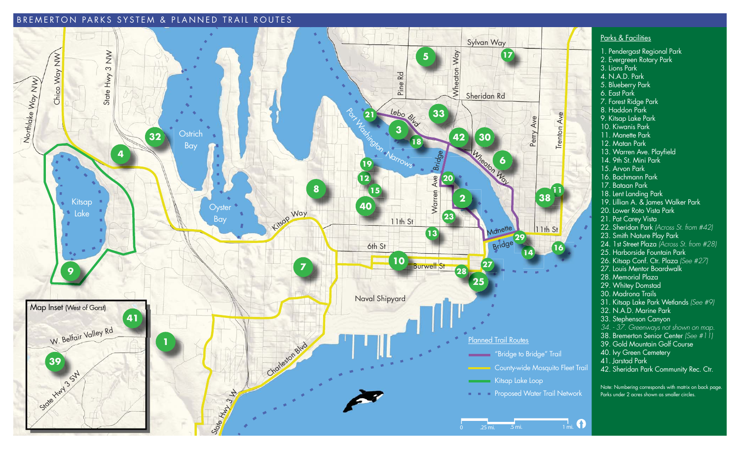# BREMERTON PARKS SYSTEM & PLANNED TRAIL ROUTES

Northlake Way NW
Chico Way NW
State Hwy 3 NW
Ostrich Bay
Oyster Bay
Kitsap Lake
Kitsap Way
Port Washington Narrows
Lebo Blvd
Pine Rd
Wheaton Way
Sylvan Way
Sheridan Rd
Perry Ave
Trenton Ave
Warren Ave Bridge
Wheaton Way
11th St
6th St
Burwell St
Manette Bridge
11th St
Naval Shipyard
Charleston Blvd
State Hwy 3 W

Map Inset (West of Gorst)

W. Belfair Valley Rd
State Hwy 3 SW

## Planned Trail Routes

- "Bridge to Bridge" Trail
- County-wide Mosquito Fleet Trail
- Kitsap Lake Loop
- Proposed Water Trail Network

0 .25 mi. .5 mi. 1 mi.

## Parks & Facilities

1. Pendergast Regional Park
2. Evergreen Rotary Park
3. Lions Park
4. N.A.D. Park
5. Blueberry Park
6. East Park
7. Forest Ridge Park
8. Haddon Park
9. Kitsap Lake Park
10. Kiwanis Park
11. Manette Park
12. Matan Park
13. Warren Ave. Playfield
14. 9th St. Mini Park
15. Arvon Park
16. Bachmann Park
17. Bataan Park
18. Lent Landing Park
19. Lillian A. & James Walker Park
20. Lower Roto Vista Park
21. Pat Carey Vista
22. Sheridan Park *(Across St. from #42)*
23. Smith Nature Play Park
24. 1st Street Plaza *(Across St. from #28)*
25. Harborside Fountain Park
26. Kitsap Conf. Ctr. Plaza *(See #27)*
27. Louis Mentor Boardwalk
28. Memorial Plaza
29. Whitey Domstad
30. Madrona Trails
31. Kitsap Lake Park Wetlands *(See #9)*
32. N.A.D. Marine Park
33. Stephenson Canyon
34. - 37. *Greenways not shown on map.*
38. Bremerton Senior Center *(See #11)*
39. Gold Mountain Golf Course
40. Ivy Green Cemetery
41. Jarstad Park
42. Sheridan Park Community Rec. Ctr.

Note: Numbering corresponds with matrix on back page. Parks under 2 acres shown as smaller circles.